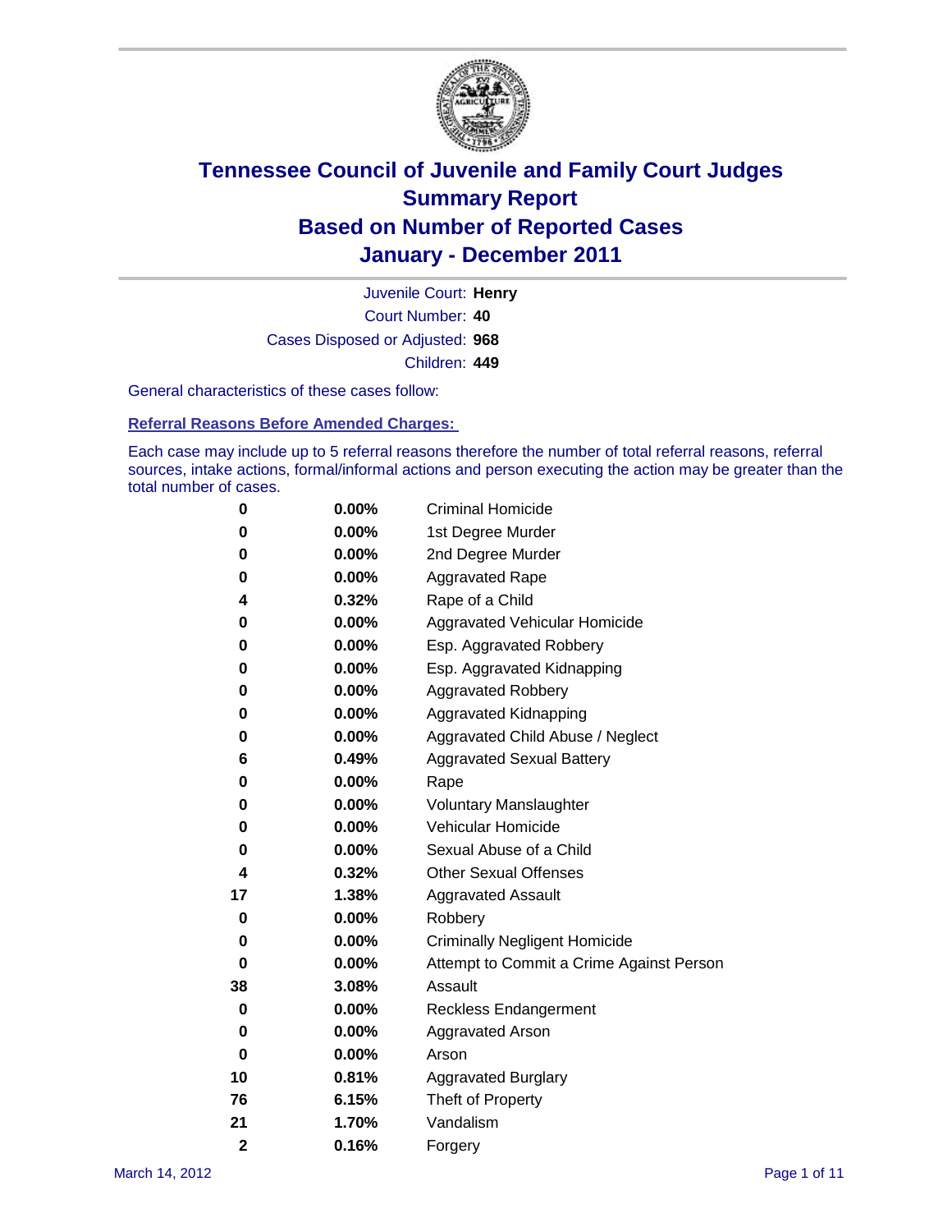# Tennessee Council of Juvenile and Family Court Judges
# Summary Report
# Based on Number of Reported Cases
# January - December 2011

Juvenile Court: **Henry**
Court Number: **40**
Cases Disposed or Adjusted: **968**
Children: **449**

General characteristics of these cases follow:

**Referral Reasons Before Amended Charges:**

Each case may include up to 5 referral reasons therefore the number of total referral reasons, referral sources, intake actions, formal/informal actions and person executing the action may be greater than the total number of cases.

| Count | Percent | Referral Reason |
|---|---|---|
| 0 | 0.00% | Criminal Homicide |
| 0 | 0.00% | 1st Degree Murder |
| 0 | 0.00% | 2nd Degree Murder |
| 0 | 0.00% | Aggravated Rape |
| 4 | 0.32% | Rape of a Child |
| 0 | 0.00% | Aggravated Vehicular Homicide |
| 0 | 0.00% | Esp. Aggravated Robbery |
| 0 | 0.00% | Esp. Aggravated Kidnapping |
| 0 | 0.00% | Aggravated Robbery |
| 0 | 0.00% | Aggravated Kidnapping |
| 0 | 0.00% | Aggravated Child Abuse / Neglect |
| 6 | 0.49% | Aggravated Sexual Battery |
| 0 | 0.00% | Rape |
| 0 | 0.00% | Voluntary Manslaughter |
| 0 | 0.00% | Vehicular Homicide |
| 0 | 0.00% | Sexual Abuse of a Child |
| 4 | 0.32% | Other Sexual Offenses |
| 17 | 1.38% | Aggravated Assault |
| 0 | 0.00% | Robbery |
| 0 | 0.00% | Criminally Negligent Homicide |
| 0 | 0.00% | Attempt to Commit a Crime Against Person |
| 38 | 3.08% | Assault |
| 0 | 0.00% | Reckless Endangerment |
| 0 | 0.00% | Aggravated Arson |
| 0 | 0.00% | Arson |
| 10 | 0.81% | Aggravated Burglary |
| 76 | 6.15% | Theft of Property |
| 21 | 1.70% | Vandalism |
| 2 | 0.16% | Forgery |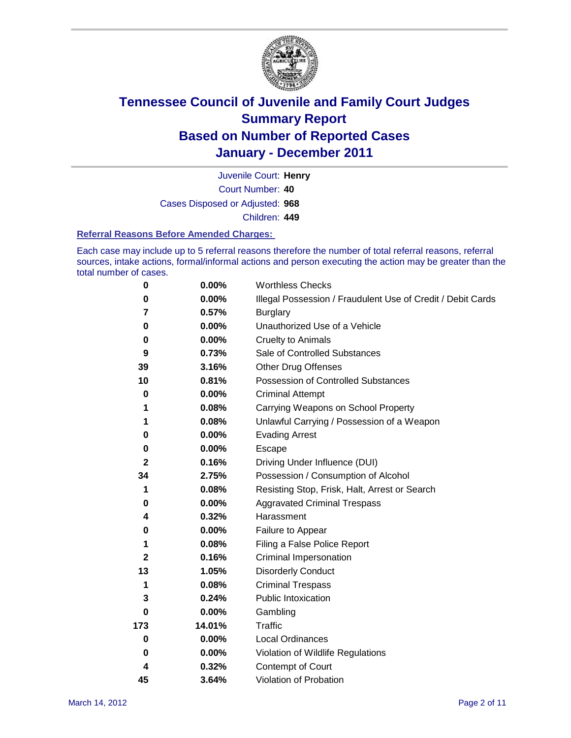# Tennessee Council of Juvenile and Family Court Judges
## Summary Report
## Based on Number of Reported Cases
## January - December 2011

Juvenile Court: **Henry**
Court Number: **40**
Cases Disposed or Adjusted: **968**
Children: **449**

### Referral Reasons Before Amended Charges:

Each case may include up to 5 referral reasons therefore the number of total referral reasons, referral sources, intake actions, formal/informal actions and person executing the action may be greater than the total number of cases.

| Count | Percent | Referral Reason |
|---|---|---|
| 0 | 0.00% | Worthless Checks |
| 0 | 0.00% | Illegal Possession / Fraudulent Use of Credit / Debit Cards |
| 7 | 0.57% | Burglary |
| 0 | 0.00% | Unauthorized Use of a Vehicle |
| 0 | 0.00% | Cruelty to Animals |
| 9 | 0.73% | Sale of Controlled Substances |
| 39 | 3.16% | Other Drug Offenses |
| 10 | 0.81% | Possession of Controlled Substances |
| 0 | 0.00% | Criminal Attempt |
| 1 | 0.08% | Carrying Weapons on School Property |
| 1 | 0.08% | Unlawful Carrying / Possession of a Weapon |
| 0 | 0.00% | Evading Arrest |
| 0 | 0.00% | Escape |
| 2 | 0.16% | Driving Under Influence (DUI) |
| 34 | 2.75% | Possession / Consumption of Alcohol |
| 1 | 0.08% | Resisting Stop, Frisk, Halt, Arrest or Search |
| 0 | 0.00% | Aggravated Criminal Trespass |
| 4 | 0.32% | Harassment |
| 0 | 0.00% | Failure to Appear |
| 1 | 0.08% | Filing a False Police Report |
| 2 | 0.16% | Criminal Impersonation |
| 13 | 1.05% | Disorderly Conduct |
| 1 | 0.08% | Criminal Trespass |
| 3 | 0.24% | Public Intoxication |
| 0 | 0.00% | Gambling |
| 173 | 14.01% | Traffic |
| 0 | 0.00% | Local Ordinances |
| 0 | 0.00% | Violation of Wildlife Regulations |
| 4 | 0.32% | Contempt of Court |
| 45 | 3.64% | Violation of Probation |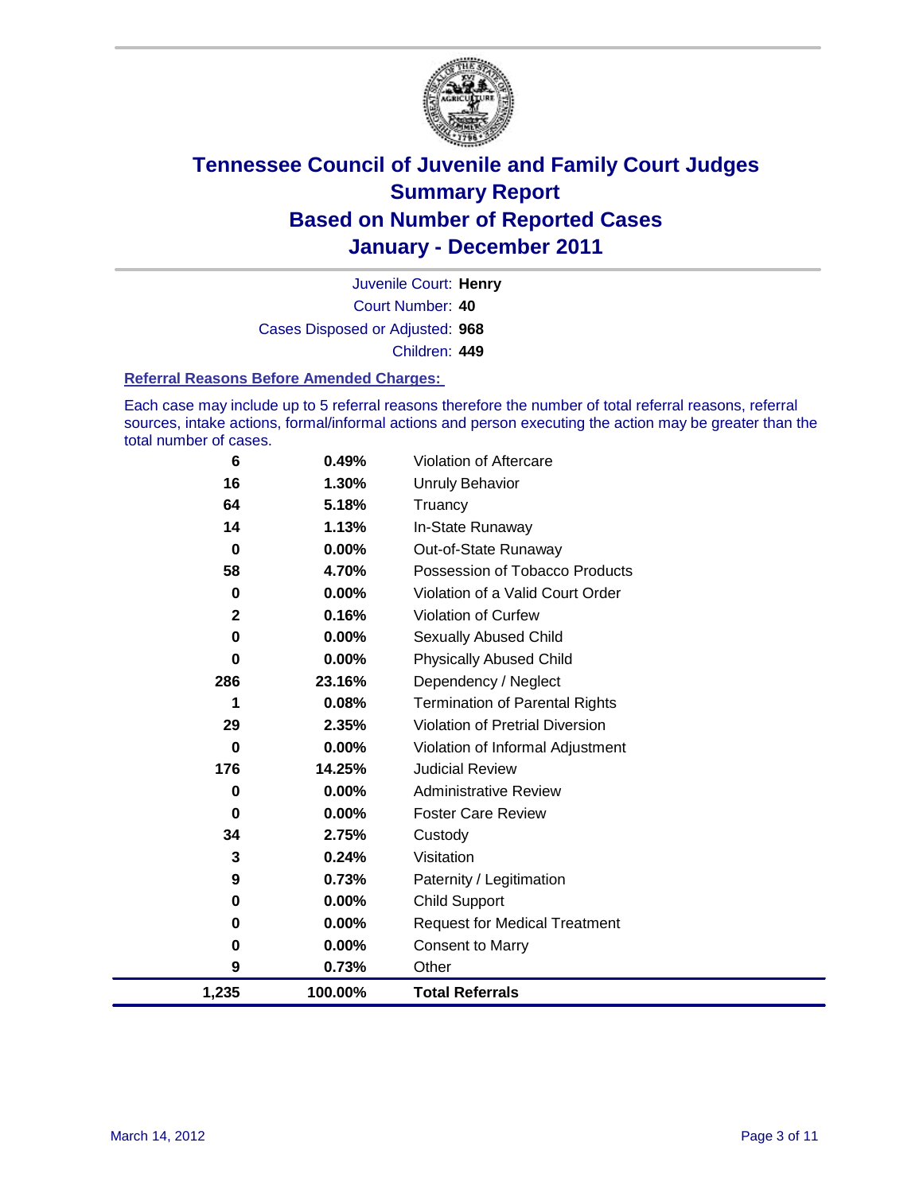# Tennessee Council of Juvenile and Family Court Judges
## Summary Report
## Based on Number of Reported Cases
## January - December 2011

Juvenile Court: **Henry**

Court Number: **40**

Cases Disposed or Adjusted: **968**

Children: **449**

### Referral Reasons Before Amended Charges:

Each case may include up to 5 referral reasons therefore the number of total referral reasons, referral sources, intake actions, formal/informal actions and person executing the action may be greater than the total number of cases.

| | | |
|---|---|---|
| 6 | 0.49% | Violation of Aftercare |
| 16 | 1.30% | Unruly Behavior |
| 64 | 5.18% | Truancy |
| 14 | 1.13% | In-State Runaway |
| 0 | 0.00% | Out-of-State Runaway |
| 58 | 4.70% | Possession of Tobacco Products |
| 0 | 0.00% | Violation of a Valid Court Order |
| 2 | 0.16% | Violation of Curfew |
| 0 | 0.00% | Sexually Abused Child |
| 0 | 0.00% | Physically Abused Child |
| 286 | 23.16% | Dependency / Neglect |
| 1 | 0.08% | Termination of Parental Rights |
| 29 | 2.35% | Violation of Pretrial Diversion |
| 0 | 0.00% | Violation of Informal Adjustment |
| 176 | 14.25% | Judicial Review |
| 0 | 0.00% | Administrative Review |
| 0 | 0.00% | Foster Care Review |
| 34 | 2.75% | Custody |
| 3 | 0.24% | Visitation |
| 9 | 0.73% | Paternity / Legitimation |
| 0 | 0.00% | Child Support |
| 0 | 0.00% | Request for Medical Treatment |
| 0 | 0.00% | Consent to Marry |
| 9 | 0.73% | Other |
| **1,235** | **100.00%** | **Total Referrals** |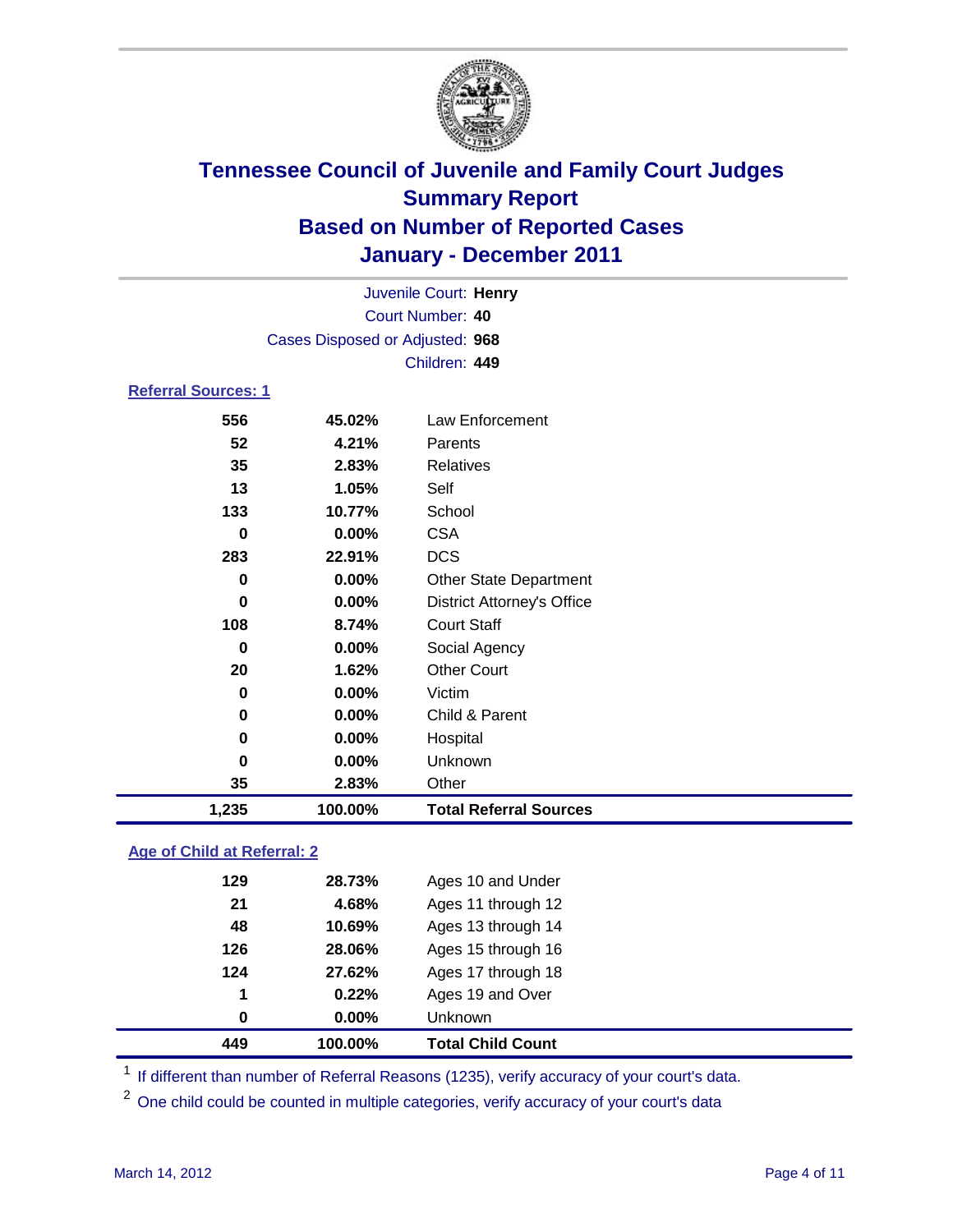# Tennessee Council of Juvenile and Family Court Judges
## Summary Report
## Based on Number of Reported Cases
## January - December 2011

Juvenile Court: **Henry**
Court Number: **40**
Cases Disposed or Adjusted: **968**
Children: **449**

### Referral Sources: 1

| | | |
|---|---|---|
| 556 | 45.02% | Law Enforcement |
| 52 | 4.21% | Parents |
| 35 | 2.83% | Relatives |
| 13 | 1.05% | Self |
| 133 | 10.77% | School |
| 0 | 0.00% | CSA |
| 283 | 22.91% | DCS |
| 0 | 0.00% | Other State Department |
| 0 | 0.00% | District Attorney's Office |
| 108 | 8.74% | Court Staff |
| 0 | 0.00% | Social Agency |
| 20 | 1.62% | Other Court |
| 0 | 0.00% | Victim |
| 0 | 0.00% | Child & Parent |
| 0 | 0.00% | Hospital |
| 0 | 0.00% | Unknown |
| 35 | 2.83% | Other |
| **1,235** | **100.00%** | **Total Referral Sources** |

### Age of Child at Referral: 2

| | | |
|---|---|---|
| 129 | 28.73% | Ages 10 and Under |
| 21 | 4.68% | Ages 11 through 12 |
| 48 | 10.69% | Ages 13 through 14 |
| 126 | 28.06% | Ages 15 through 16 |
| 124 | 27.62% | Ages 17 through 18 |
| 1 | 0.22% | Ages 19 and Over |
| 0 | 0.00% | Unknown |
| **449** | **100.00%** | **Total Child Count** |

[1] If different than number of Referral Reasons (1235), verify accuracy of your court's data.

[2] One child could be counted in multiple categories, verify accuracy of your court's data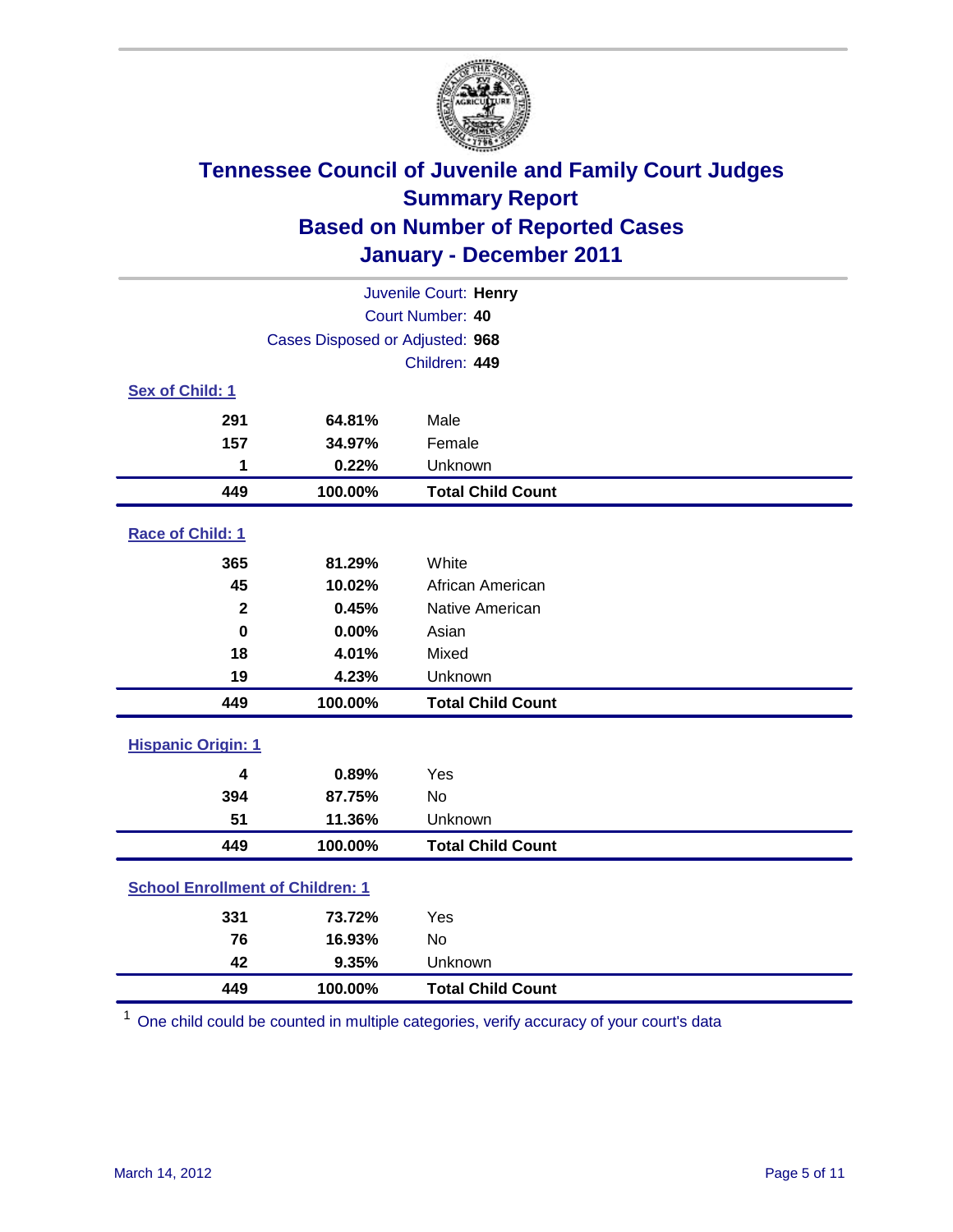# Tennessee Council of Juvenile and Family Court Judges
## Summary Report
## Based on Number of Reported Cases
## January - December 2011

Juvenile Court: **Henry**
Court Number: **40**
Cases Disposed or Adjusted: **968**
Children: **449**

### Sex of Child: 1

| | | |
|---|---|---|
| 291 | 64.81% | Male |
| 157 | 34.97% | Female |
| 1 | 0.22% | Unknown |
| **449** | **100.00%** | **Total Child Count** |

### Race of Child: 1

| | | |
|---|---|---|
| 365 | 81.29% | White |
| 45 | 10.02% | African American |
| 2 | 0.45% | Native American |
| 0 | 0.00% | Asian |
| 18 | 4.01% | Mixed |
| 19 | 4.23% | Unknown |
| **449** | **100.00%** | **Total Child Count** |

### Hispanic Origin: 1

| | | |
|---|---|---|
| 4 | 0.89% | Yes |
| 394 | 87.75% | No |
| 51 | 11.36% | Unknown |
| **449** | **100.00%** | **Total Child Count** |

### School Enrollment of Children: 1

| | | |
|---|---|---|
| 331 | 73.72% | Yes |
| 76 | 16.93% | No |
| 42 | 9.35% | Unknown |
| **449** | **100.00%** | **Total Child Count** |

[1] One child could be counted in multiple categories, verify accuracy of your court's data

March 14, 2012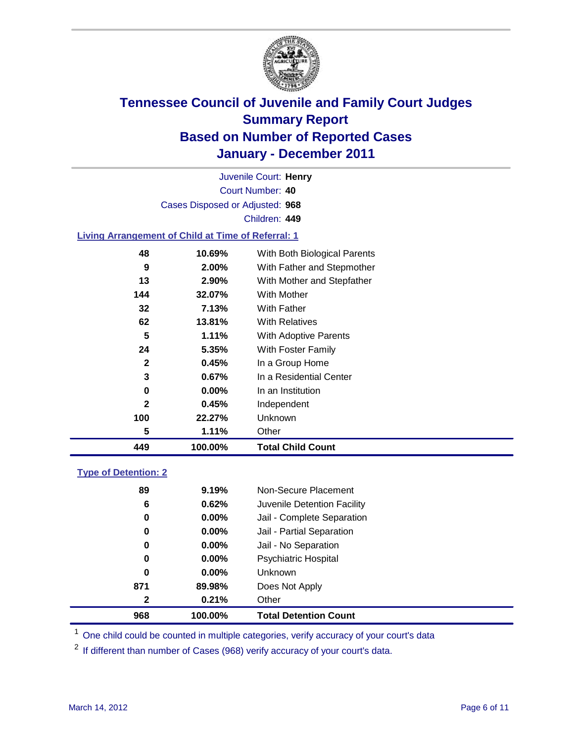# Tennessee Council of Juvenile and Family Court Judges
## Summary Report
## Based on Number of Reported Cases
## January - December 2011

Juvenile Court: **Henry**
Court Number: **40**
Cases Disposed or Adjusted: **968**
Children: **449**

### Living Arrangement of Child at Time of Referral: 1

| | | |
|---|---|---|
| 48 | 10.69% | With Both Biological Parents |
| 9 | 2.00% | With Father and Stepmother |
| 13 | 2.90% | With Mother and Stepfather |
| 144 | 32.07% | With Mother |
| 32 | 7.13% | With Father |
| 62 | 13.81% | With Relatives |
| 5 | 1.11% | With Adoptive Parents |
| 24 | 5.35% | With Foster Family |
| 2 | 0.45% | In a Group Home |
| 3 | 0.67% | In a Residential Center |
| 0 | 0.00% | In an Institution |
| 2 | 0.45% | Independent |
| 100 | 22.27% | Unknown |
| 5 | 1.11% | Other |
| **449** | **100.00%** | **Total Child Count** |

### Type of Detention: 2

| | | |
|---|---|---|
| 89 | 9.19% | Non-Secure Placement |
| 6 | 0.62% | Juvenile Detention Facility |
| 0 | 0.00% | Jail - Complete Separation |
| 0 | 0.00% | Jail - Partial Separation |
| 0 | 0.00% | Jail - No Separation |
| 0 | 0.00% | Psychiatric Hospital |
| 0 | 0.00% | Unknown |
| 871 | 89.98% | Does Not Apply |
| 2 | 0.21% | Other |
| **968** | **100.00%** | **Total Detention Count** |

[1] One child could be counted in multiple categories, verify accuracy of your court's data

[2] If different than number of Cases (968) verify accuracy of your court's data.

March 14, 2012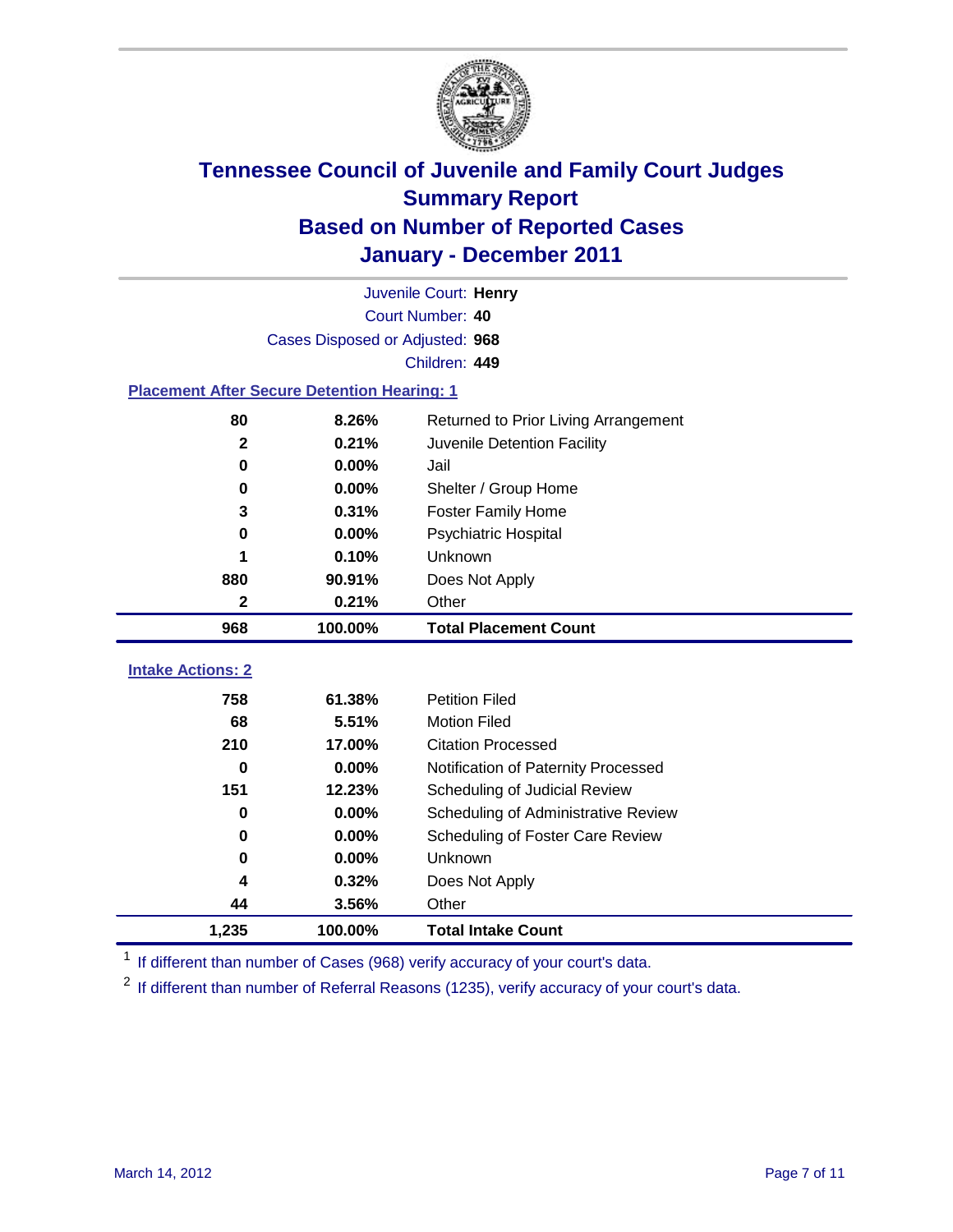# Tennessee Council of Juvenile and Family Court Judges
## Summary Report
## Based on Number of Reported Cases
## January - December 2011

Juvenile Court: **Henry**
Court Number: **40**
Cases Disposed or Adjusted: **968**
Children: **449**

### Placement After Secure Detention Hearing: 1

| Count | Percent | Placement |
|---|---|---|
| 80 | 8.26% | Returned to Prior Living Arrangement |
| 2 | 0.21% | Juvenile Detention Facility |
| 0 | 0.00% | Jail |
| 0 | 0.00% | Shelter / Group Home |
| 3 | 0.31% | Foster Family Home |
| 0 | 0.00% | Psychiatric Hospital |
| 1 | 0.10% | Unknown |
| 880 | 90.91% | Does Not Apply |
| 2 | 0.21% | Other |
| **968** | **100.00%** | **Total Placement Count** |

### Intake Actions: 2

| Count | Percent | Intake Action |
|---|---|---|
| 758 | 61.38% | Petition Filed |
| 68 | 5.51% | Motion Filed |
| 210 | 17.00% | Citation Processed |
| 0 | 0.00% | Notification of Paternity Processed |
| 151 | 12.23% | Scheduling of Judicial Review |
| 0 | 0.00% | Scheduling of Administrative Review |
| 0 | 0.00% | Scheduling of Foster Care Review |
| 0 | 0.00% | Unknown |
| 4 | 0.32% | Does Not Apply |
| 44 | 3.56% | Other |
| **1,235** | **100.00%** | **Total Intake Count** |

[1] If different than number of Cases (968) verify accuracy of your court's data.

[2] If different than number of Referral Reasons (1235), verify accuracy of your court's data.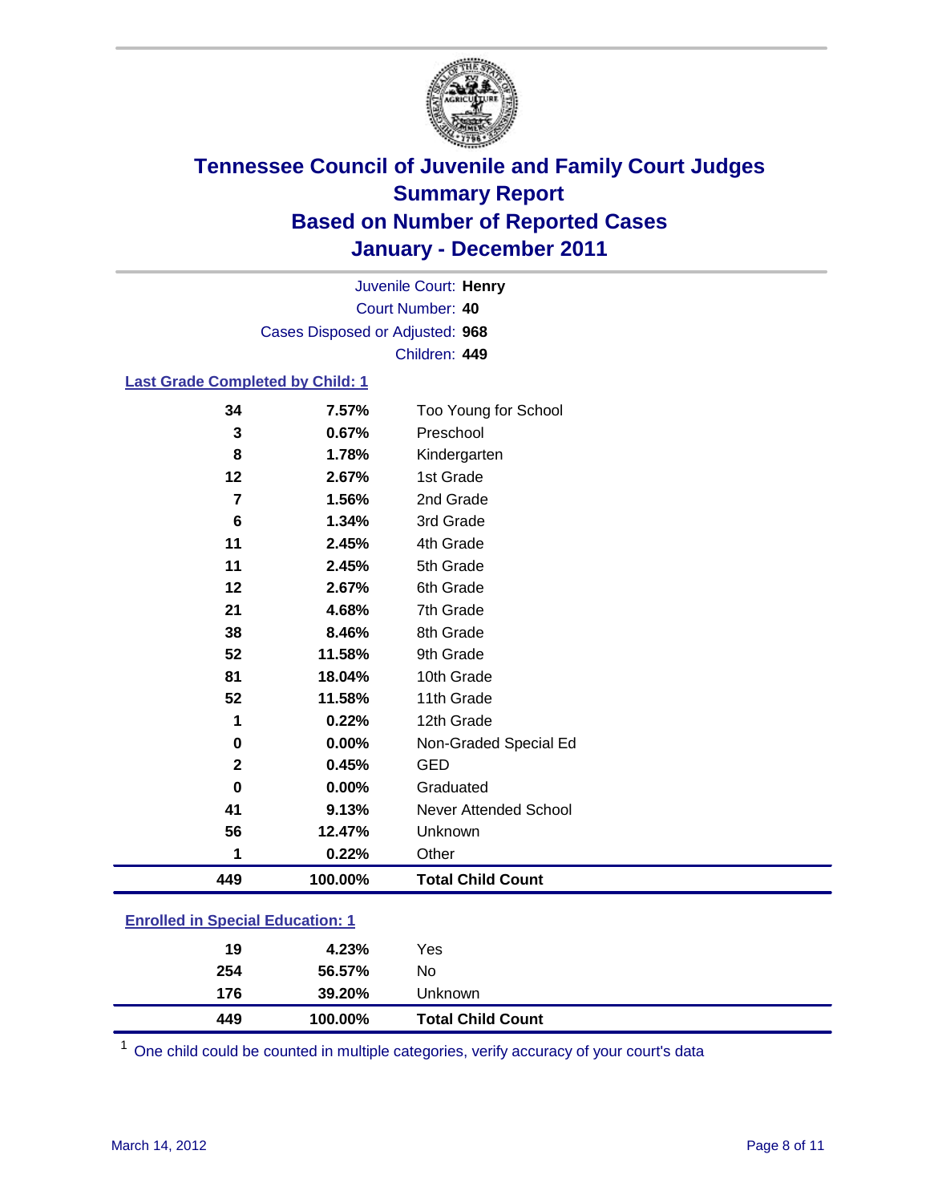# Tennessee Council of Juvenile and Family Court Judges
## Summary Report
## Based on Number of Reported Cases
## January - December 2011

Juvenile Court: **Henry**
Court Number: **40**
Cases Disposed or Adjusted: **968**
Children: **449**

### Last Grade Completed by Child: 1

| | | |
|---|---|---|
| 34 | 7.57% | Too Young for School |
| 3 | 0.67% | Preschool |
| 8 | 1.78% | Kindergarten |
| 12 | 2.67% | 1st Grade |
| 7 | 1.56% | 2nd Grade |
| 6 | 1.34% | 3rd Grade |
| 11 | 2.45% | 4th Grade |
| 11 | 2.45% | 5th Grade |
| 12 | 2.67% | 6th Grade |
| 21 | 4.68% | 7th Grade |
| 38 | 8.46% | 8th Grade |
| 52 | 11.58% | 9th Grade |
| 81 | 18.04% | 10th Grade |
| 52 | 11.58% | 11th Grade |
| 1 | 0.22% | 12th Grade |
| 0 | 0.00% | Non-Graded Special Ed |
| 2 | 0.45% | GED |
| 0 | 0.00% | Graduated |
| 41 | 9.13% | Never Attended School |
| 56 | 12.47% | Unknown |
| 1 | 0.22% | Other |
| **449** | **100.00%** | **Total Child Count** |

### Enrolled in Special Education: 1

| | | |
|---|---|---|
| 19 | 4.23% | Yes |
| 254 | 56.57% | No |
| 176 | 39.20% | Unknown |
| **449** | **100.00%** | **Total Child Count** |

[1] One child could be counted in multiple categories, verify accuracy of your court's data

March 14, 2012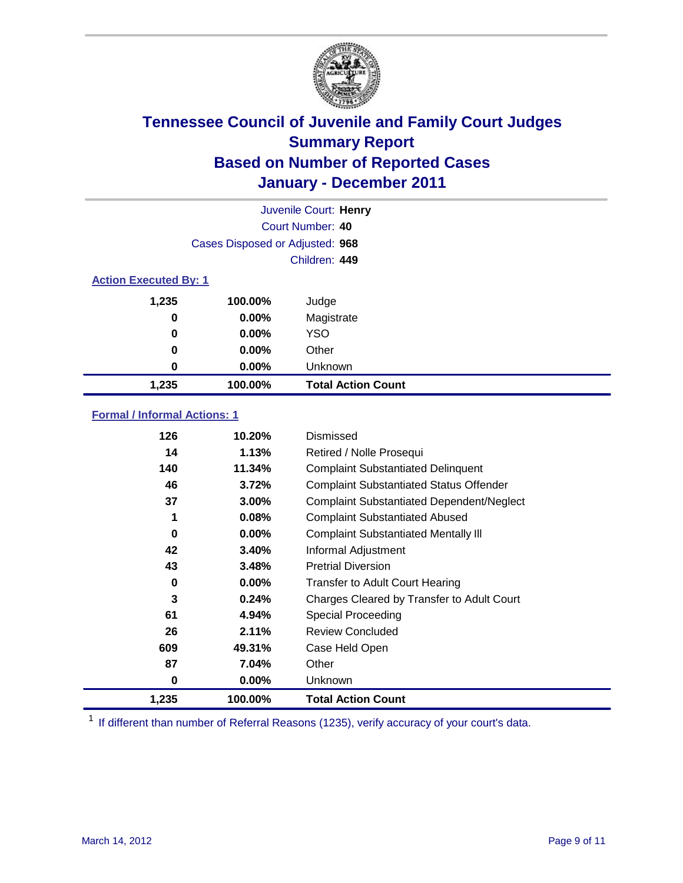# Tennessee Council of Juvenile and Family Court Judges
## Summary Report
## Based on Number of Reported Cases
## January - December 2011

Juvenile Court: **Henry**
Court Number: **40**
Cases Disposed or Adjusted: **968**
Children: **449**

### Action Executed By: 1

| Count | Percent | Action |
|---|---|---|
| 1,235 | 100.00% | Judge |
| 0 | 0.00% | Magistrate |
| 0 | 0.00% | YSO |
| 0 | 0.00% | Other |
| 0 | 0.00% | Unknown |
| **1,235** | **100.00%** | **Total Action Count** |

### Formal / Informal Actions: 1

| Count | Percent | Action |
|---|---|---|
| 126 | 10.20% | Dismissed |
| 14 | 1.13% | Retired / Nolle Prosequi |
| 140 | 11.34% | Complaint Substantiated Delinquent |
| 46 | 3.72% | Complaint Substantiated Status Offender |
| 37 | 3.00% | Complaint Substantiated Dependent/Neglect |
| 1 | 0.08% | Complaint Substantiated Abused |
| 0 | 0.00% | Complaint Substantiated Mentally Ill |
| 42 | 3.40% | Informal Adjustment |
| 43 | 3.48% | Pretrial Diversion |
| 0 | 0.00% | Transfer to Adult Court Hearing |
| 3 | 0.24% | Charges Cleared by Transfer to Adult Court |
| 61 | 4.94% | Special Proceeding |
| 26 | 2.11% | Review Concluded |
| 609 | 49.31% | Case Held Open |
| 87 | 7.04% | Other |
| 0 | 0.00% | Unknown |
| **1,235** | **100.00%** | **Total Action Count** |

[1] If different than number of Referral Reasons (1235), verify accuracy of your court's data.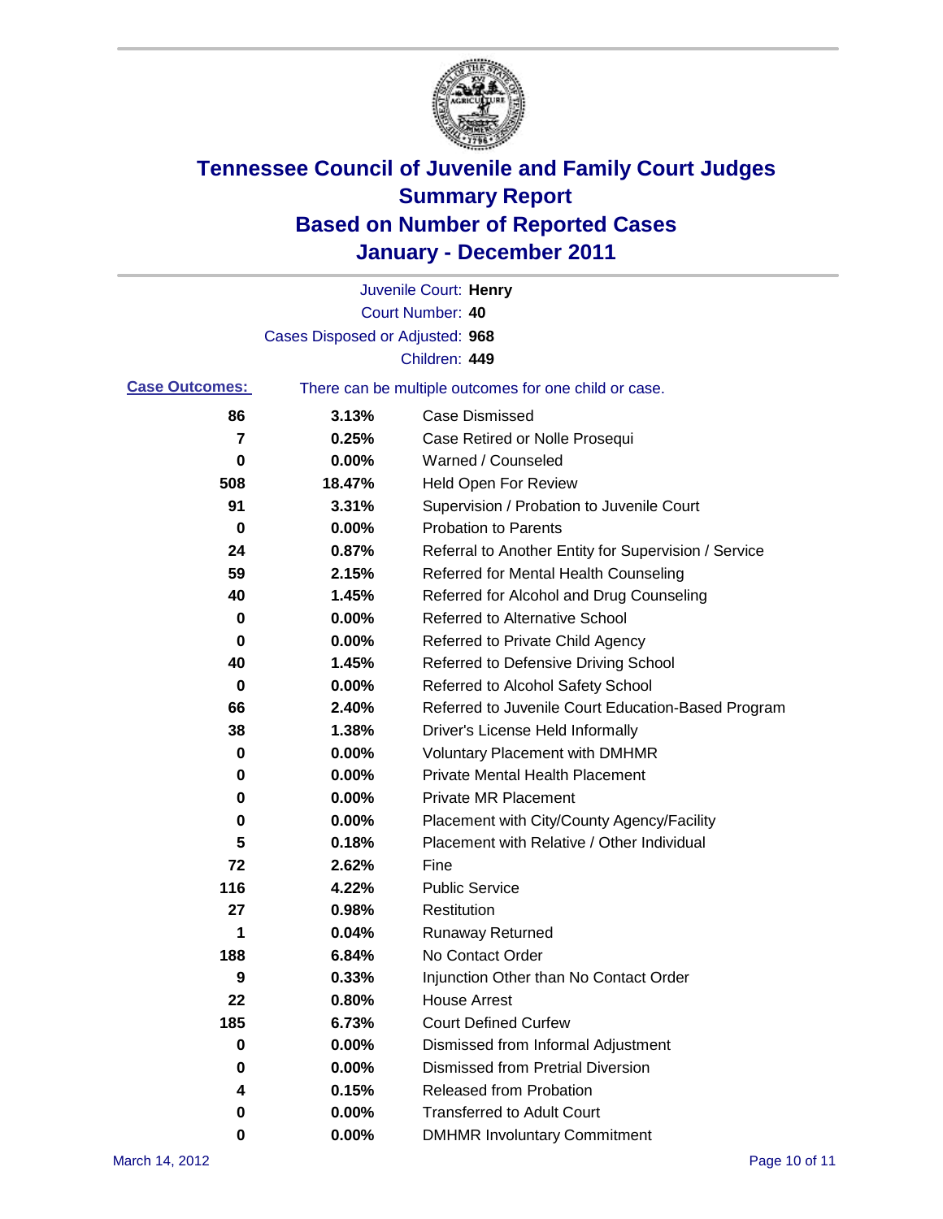# Tennessee Council of Juvenile and Family Court Judges
## Summary Report
## Based on Number of Reported Cases
## January - December 2011

Juvenile Court: **Henry**

Court Number: **40**

Cases Disposed or Adjusted: **968**

Children: **449**

**Case Outcomes:** There can be multiple outcomes for one child or case.

| Count | Percent | Outcome |
|---|---|---|
| 86 | 3.13% | Case Dismissed |
| 7 | 0.25% | Case Retired or Nolle Prosequi |
| 0 | 0.00% | Warned / Counseled |
| 508 | 18.47% | Held Open For Review |
| 91 | 3.31% | Supervision / Probation to Juvenile Court |
| 0 | 0.00% | Probation to Parents |
| 24 | 0.87% | Referral to Another Entity for Supervision / Service |
| 59 | 2.15% | Referred for Mental Health Counseling |
| 40 | 1.45% | Referred for Alcohol and Drug Counseling |
| 0 | 0.00% | Referred to Alternative School |
| 0 | 0.00% | Referred to Private Child Agency |
| 40 | 1.45% | Referred to Defensive Driving School |
| 0 | 0.00% | Referred to Alcohol Safety School |
| 66 | 2.40% | Referred to Juvenile Court Education-Based Program |
| 38 | 1.38% | Driver's License Held Informally |
| 0 | 0.00% | Voluntary Placement with DMHMR |
| 0 | 0.00% | Private Mental Health Placement |
| 0 | 0.00% | Private MR Placement |
| 0 | 0.00% | Placement with City/County Agency/Facility |
| 5 | 0.18% | Placement with Relative / Other Individual |
| 72 | 2.62% | Fine |
| 116 | 4.22% | Public Service |
| 27 | 0.98% | Restitution |
| 1 | 0.04% | Runaway Returned |
| 188 | 6.84% | No Contact Order |
| 9 | 0.33% | Injunction Other than No Contact Order |
| 22 | 0.80% | House Arrest |
| 185 | 6.73% | Court Defined Curfew |
| 0 | 0.00% | Dismissed from Informal Adjustment |
| 0 | 0.00% | Dismissed from Pretrial Diversion |
| 4 | 0.15% | Released from Probation |
| 0 | 0.00% | Transferred to Adult Court |
| 0 | 0.00% | DMHMR Involuntary Commitment |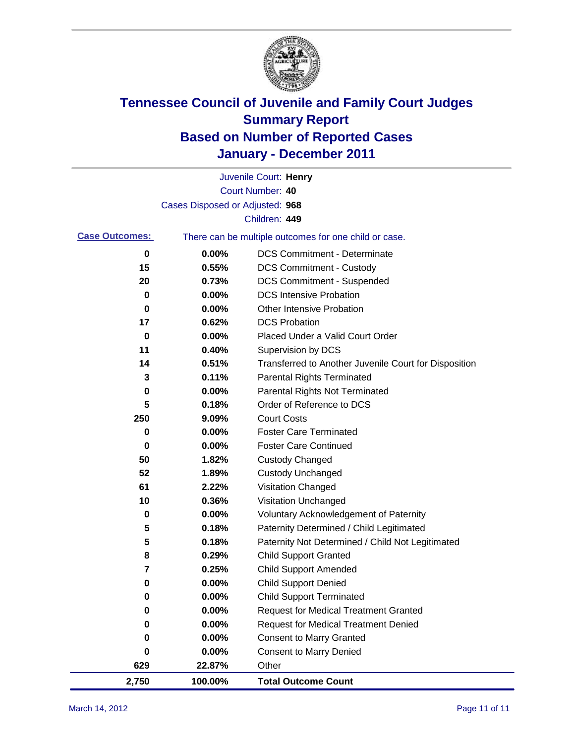# Tennessee Council of Juvenile and Family Court Judges
## Summary Report
## Based on Number of Reported Cases
## January - December 2011

Juvenile Court: **Henry**

Court Number: **40**

Cases Disposed or Adjusted: **968**

Children: **449**

**Case Outcomes:** There can be multiple outcomes for one child or case.

| | | |
|---|---|---|
| 0 | 0.00% | DCS Commitment - Determinate |
| 15 | 0.55% | DCS Commitment - Custody |
| 20 | 0.73% | DCS Commitment - Suspended |
| 0 | 0.00% | DCS Intensive Probation |
| 0 | 0.00% | Other Intensive Probation |
| 17 | 0.62% | DCS Probation |
| 0 | 0.00% | Placed Under a Valid Court Order |
| 11 | 0.40% | Supervision by DCS |
| 14 | 0.51% | Transferred to Another Juvenile Court for Disposition |
| 3 | 0.11% | Parental Rights Terminated |
| 0 | 0.00% | Parental Rights Not Terminated |
| 5 | 0.18% | Order of Reference to DCS |
| 250 | 9.09% | Court Costs |
| 0 | 0.00% | Foster Care Terminated |
| 0 | 0.00% | Foster Care Continued |
| 50 | 1.82% | Custody Changed |
| 52 | 1.89% | Custody Unchanged |
| 61 | 2.22% | Visitation Changed |
| 10 | 0.36% | Visitation Unchanged |
| 0 | 0.00% | Voluntary Acknowledgement of Paternity |
| 5 | 0.18% | Paternity Determined / Child Legitimated |
| 5 | 0.18% | Paternity Not Determined / Child Not Legitimated |
| 8 | 0.29% | Child Support Granted |
| 7 | 0.25% | Child Support Amended |
| 0 | 0.00% | Child Support Denied |
| 0 | 0.00% | Child Support Terminated |
| 0 | 0.00% | Request for Medical Treatment Granted |
| 0 | 0.00% | Request for Medical Treatment Denied |
| 0 | 0.00% | Consent to Marry Granted |
| 0 | 0.00% | Consent to Marry Denied |
| 629 | 22.87% | Other |
| **2,750** | **100.00%** | **Total Outcome Count** |